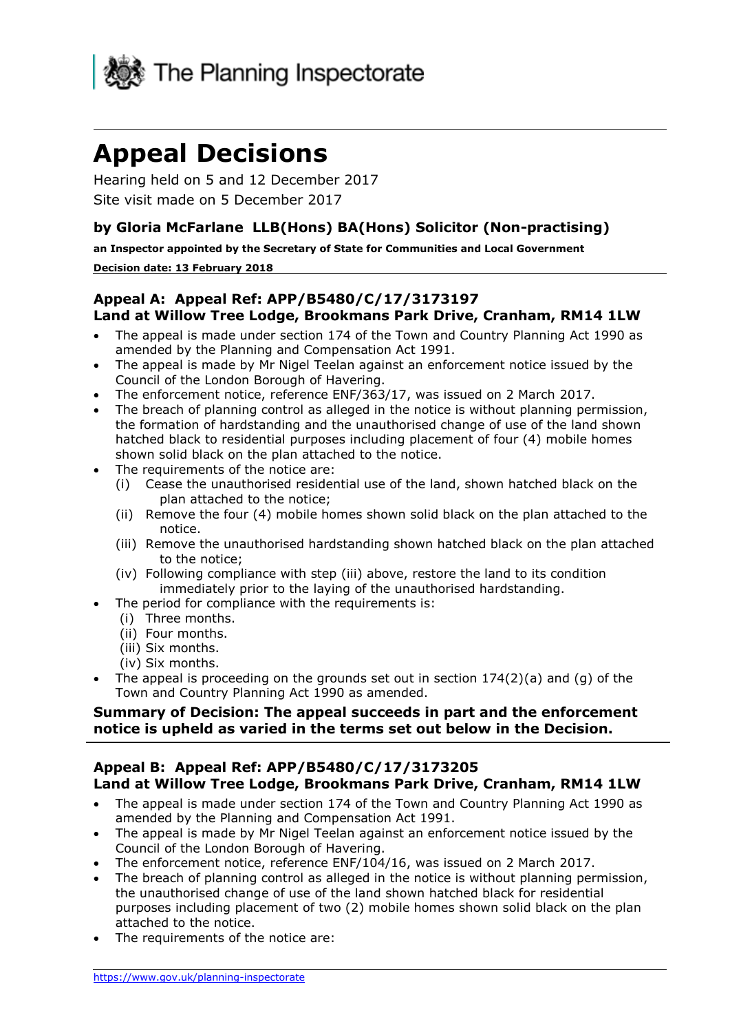The Planning Inspectorate

# Appeal Decisions

Hearing held on 5 and 12 December 2017

Site visit made on 5 December 2017

### by Gloria McFarlane LLB(Hons) BA(Hons) Solicitor (Non-practising)

**an Inspector appointed by the Secretary of State for Communities and Local Government**

**Decision date: 13 February 2018**

### Appeal A: Appeal Ref: APP/B5480/C/17/3173197
### Land at Willow Tree Lodge, Brookmans Park Drive, Cranham, RM14 1LW

- The appeal is made under section 174 of the Town and Country Planning Act 1990 as amended by the Planning and Compensation Act 1991.
- The appeal is made by Mr Nigel Teelan against an enforcement notice issued by the Council of the London Borough of Havering.
- The enforcement notice, reference ENF/363/17, was issued on 2 March 2017.
- The breach of planning control as alleged in the notice is without planning permission, the formation of hardstanding and the unauthorised change of use of the land shown hatched black to residential purposes including placement of four (4) mobile homes shown solid black on the plan attached to the notice.
- The requirements of the notice are:
  - (i) Cease the unauthorised residential use of the land, shown hatched black on the plan attached to the notice;
  - (ii) Remove the four (4) mobile homes shown solid black on the plan attached to the notice.
  - (iii) Remove the unauthorised hardstanding shown hatched black on the plan attached to the notice;
  - (iv) Following compliance with step (iii) above, restore the land to its condition immediately prior to the laying of the unauthorised hardstanding.
- The period for compliance with the requirements is:
  - (i) Three months.
  - (ii) Four months.
  - (iii) Six months.
  - (iv) Six months.
- The appeal is proceeding on the grounds set out in section 174(2)(a) and (g) of the Town and Country Planning Act 1990 as amended.

**Summary of Decision: The appeal succeeds in part and the enforcement notice is upheld as varied in the terms set out below in the Decision.**

---

### Appeal B: Appeal Ref: APP/B5480/C/17/3173205
### Land at Willow Tree Lodge, Brookmans Park Drive, Cranham, RM14 1LW

- The appeal is made under section 174 of the Town and Country Planning Act 1990 as amended by the Planning and Compensation Act 1991.
- The appeal is made by Mr Nigel Teelan against an enforcement notice issued by the Council of the London Borough of Havering.
- The enforcement notice, reference ENF/104/16, was issued on 2 March 2017.
- The breach of planning control as alleged in the notice is without planning permission, the unauthorised change of use of the land shown hatched black for residential purposes including placement of two (2) mobile homes shown solid black on the plan attached to the notice.
- The requirements of the notice are: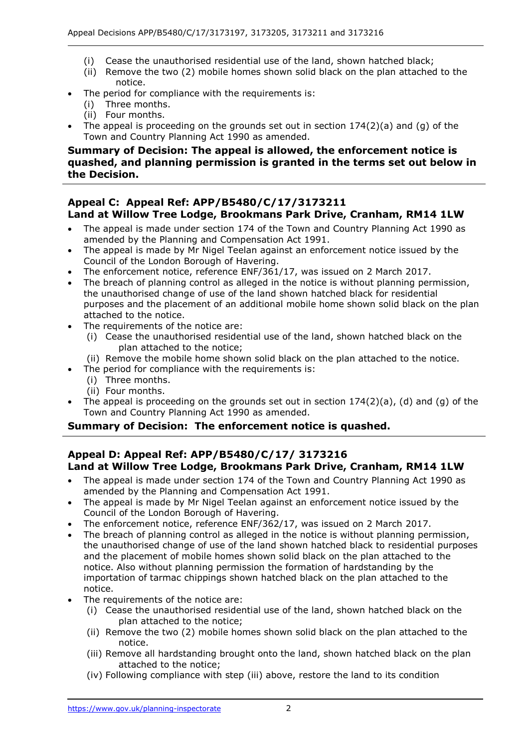(i) Cease the unauthorised residential use of the land, shown hatched black;
  (ii) Remove the two (2) mobile homes shown solid black on the plan attached to the notice.
- The period for compliance with the requirements is:
  (i) Three months.
  (ii) Four months.
- The appeal is proceeding on the grounds set out in section 174(2)(a) and (g) of the Town and Country Planning Act 1990 as amended.

**Summary of Decision: The appeal is allowed, the enforcement notice is quashed, and planning permission is granted in the terms set out below in the Decision.**

### Appeal C: Appeal Ref: APP/B5480/C/17/3173211
### Land at Willow Tree Lodge, Brookmans Park Drive, Cranham, RM14 1LW

- The appeal is made under section 174 of the Town and Country Planning Act 1990 as amended by the Planning and Compensation Act 1991.
- The appeal is made by Mr Nigel Teelan against an enforcement notice issued by the Council of the London Borough of Havering.
- The enforcement notice, reference ENF/361/17, was issued on 2 March 2017.
- The breach of planning control as alleged in the notice is without planning permission, the unauthorised change of use of the land shown hatched black for residential purposes and the placement of an additional mobile home shown solid black on the plan attached to the notice.
- The requirements of the notice are:
  (i) Cease the unauthorised residential use of the land, shown hatched black on the plan attached to the notice;
  (ii) Remove the mobile home shown solid black on the plan attached to the notice.
- The period for compliance with the requirements is:
  (i) Three months.
  (ii) Four months.
- The appeal is proceeding on the grounds set out in section 174(2)(a), (d) and (g) of the Town and Country Planning Act 1990 as amended.

**Summary of Decision: The enforcement notice is quashed.**

### Appeal D: Appeal Ref: APP/B5480/C/17/ 3173216
### Land at Willow Tree Lodge, Brookmans Park Drive, Cranham, RM14 1LW

- The appeal is made under section 174 of the Town and Country Planning Act 1990 as amended by the Planning and Compensation Act 1991.
- The appeal is made by Mr Nigel Teelan against an enforcement notice issued by the Council of the London Borough of Havering.
- The enforcement notice, reference ENF/362/17, was issued on 2 March 2017.
- The breach of planning control as alleged in the notice is without planning permission, the unauthorised change of use of the land shown hatched black to residential purposes and the placement of mobile homes shown solid black on the plan attached to the notice. Also without planning permission the formation of hardstanding by the importation of tarmac chippings shown hatched black on the plan attached to the notice.
- The requirements of the notice are:
  (i) Cease the unauthorised residential use of the land, shown hatched black on the plan attached to the notice;
  (ii) Remove the two (2) mobile homes shown solid black on the plan attached to the notice.
  (iii) Remove all hardstanding brought onto the land, shown hatched black on the plan attached to the notice;
  (iv) Following compliance with step (iii) above, restore the land to its condition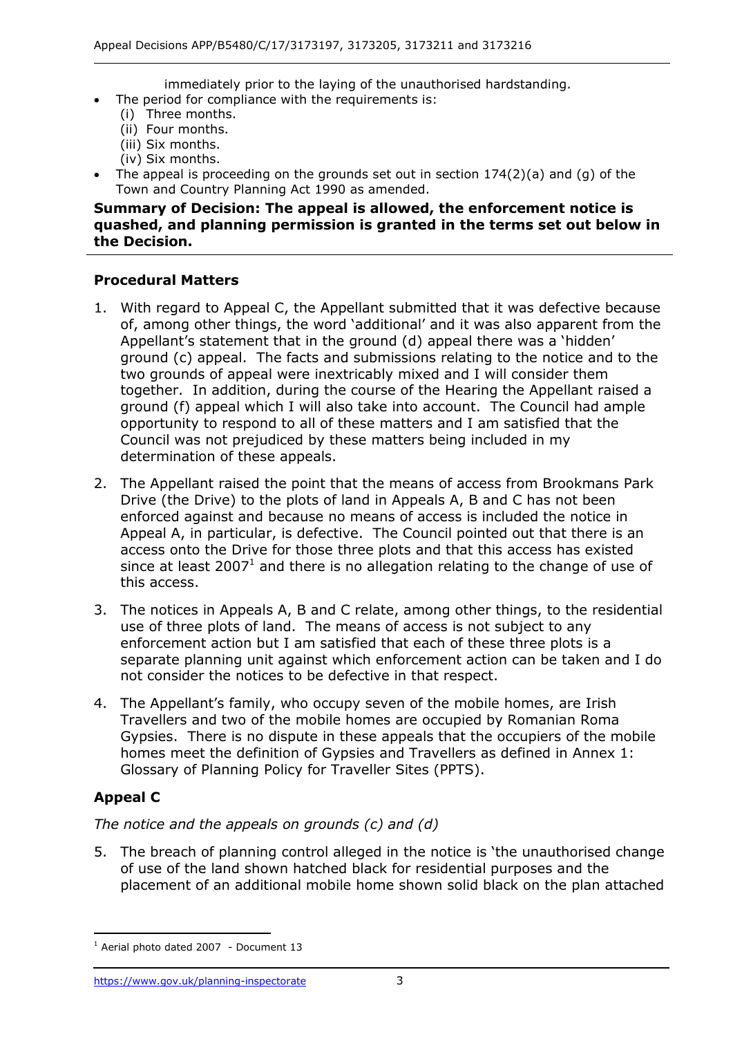immediately prior to the laying of the unauthorised hardstanding.

- The period for compliance with the requirements is:
  - (i) Three months.
  - (ii) Four months.
  - (iii) Six months.
  - (iv) Six months.
- The appeal is proceeding on the grounds set out in section 174(2)(a) and (g) of the Town and Country Planning Act 1990 as amended.

**Summary of Decision: The appeal is allowed, the enforcement notice is quashed, and planning permission is granted in the terms set out below in the Decision.**

## Procedural Matters

1. With regard to Appeal C, the Appellant submitted that it was defective because of, among other things, the word 'additional' and it was also apparent from the Appellant's statement that in the ground (d) appeal there was a 'hidden' ground (c) appeal. The facts and submissions relating to the notice and to the two grounds of appeal were inextricably mixed and I will consider them together. In addition, during the course of the Hearing the Appellant raised a ground (f) appeal which I will also take into account. The Council had ample opportunity to respond to all of these matters and I am satisfied that the Council was not prejudiced by these matters being included in my determination of these appeals.

2. The Appellant raised the point that the means of access from Brookmans Park Drive (the Drive) to the plots of land in Appeals A, B and C has not been enforced against and because no means of access is included the notice in Appeal A, in particular, is defective. The Council pointed out that there is an access onto the Drive for those three plots and that this access has existed since at least 2007[1] and there is no allegation relating to the change of use of this access.

3. The notices in Appeals A, B and C relate, among other things, to the residential use of three plots of land. The means of access is not subject to any enforcement action but I am satisfied that each of these three plots is a separate planning unit against which enforcement action can be taken and I do not consider the notices to be defective in that respect.

4. The Appellant's family, who occupy seven of the mobile homes, are Irish Travellers and two of the mobile homes are occupied by Romanian Roma Gypsies. There is no dispute in these appeals that the occupiers of the mobile homes meet the definition of Gypsies and Travellers as defined in Annex 1: Glossary of Planning Policy for Traveller Sites (PPTS).

## Appeal C

*The notice and the appeals on grounds (c) and (d)*

5. The breach of planning control alleged in the notice is 'the unauthorised change of use of the land shown hatched black for residential purposes and the placement of an additional mobile home shown solid black on the plan attached

---

[1] Aerial photo dated 2007 - Document 13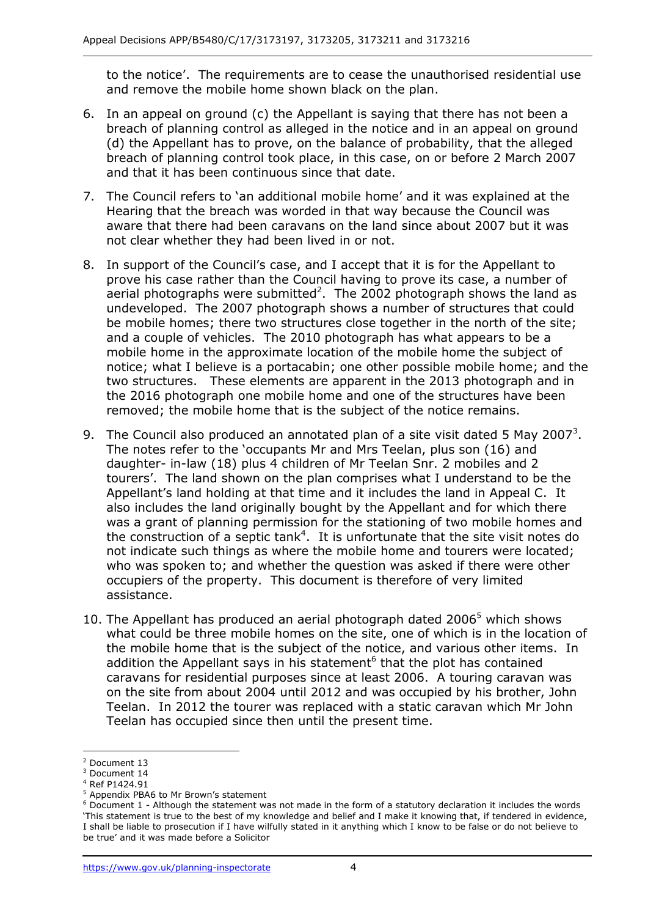to the notice'. The requirements are to cease the unauthorised residential use and remove the mobile home shown black on the plan.

6. In an appeal on ground (c) the Appellant is saying that there has not been a breach of planning control as alleged in the notice and in an appeal on ground (d) the Appellant has to prove, on the balance of probability, that the alleged breach of planning control took place, in this case, on or before 2 March 2007 and that it has been continuous since that date.

7. The Council refers to 'an additional mobile home' and it was explained at the Hearing that the breach was worded in that way because the Council was aware that there had been caravans on the land since about 2007 but it was not clear whether they had been lived in or not.

8. In support of the Council's case, and I accept that it is for the Appellant to prove his case rather than the Council having to prove its case, a number of aerial photographs were submitted[2]. The 2002 photograph shows the land as undeveloped. The 2007 photograph shows a number of structures that could be mobile homes; there two structures close together in the north of the site; and a couple of vehicles. The 2010 photograph has what appears to be a mobile home in the approximate location of the mobile home the subject of notice; what I believe is a portacabin; one other possible mobile home; and the two structures. These elements are apparent in the 2013 photograph and in the 2016 photograph one mobile home and one of the structures have been removed; the mobile home that is the subject of the notice remains.

9. The Council also produced an annotated plan of a site visit dated 5 May 2007[3]. The notes refer to the 'occupants Mr and Mrs Teelan, plus son (16) and daughter- in-law (18) plus 4 children of Mr Teelan Snr. 2 mobiles and 2 tourers'. The land shown on the plan comprises what I understand to be the Appellant's land holding at that time and it includes the land in Appeal C. It also includes the land originally bought by the Appellant and for which there was a grant of planning permission for the stationing of two mobile homes and the construction of a septic tank[4]. It is unfortunate that the site visit notes do not indicate such things as where the mobile home and tourers were located; who was spoken to; and whether the question was asked if there were other occupiers of the property. This document is therefore of very limited assistance.

10. The Appellant has produced an aerial photograph dated 2006[5] which shows what could be three mobile homes on the site, one of which is in the location of the mobile home that is the subject of the notice, and various other items. In addition the Appellant says in his statement[6] that the plot has contained caravans for residential purposes since at least 2006. A touring caravan was on the site from about 2004 until 2012 and was occupied by his brother, John Teelan. In 2012 the tourer was replaced with a static caravan which Mr John Teelan has occupied since then until the present time.

---

[2] Document 13

[3] Document 14

[4] Ref P1424.91

[5] Appendix PBA6 to Mr Brown's statement

[6] Document 1 - Although the statement was not made in the form of a statutory declaration it includes the words 'This statement is true to the best of my knowledge and belief and I make it knowing that, if tendered in evidence, I shall be liable to prosecution if I have wilfully stated in it anything which I know to be false or do not believe to be true' and it was made before a Solicitor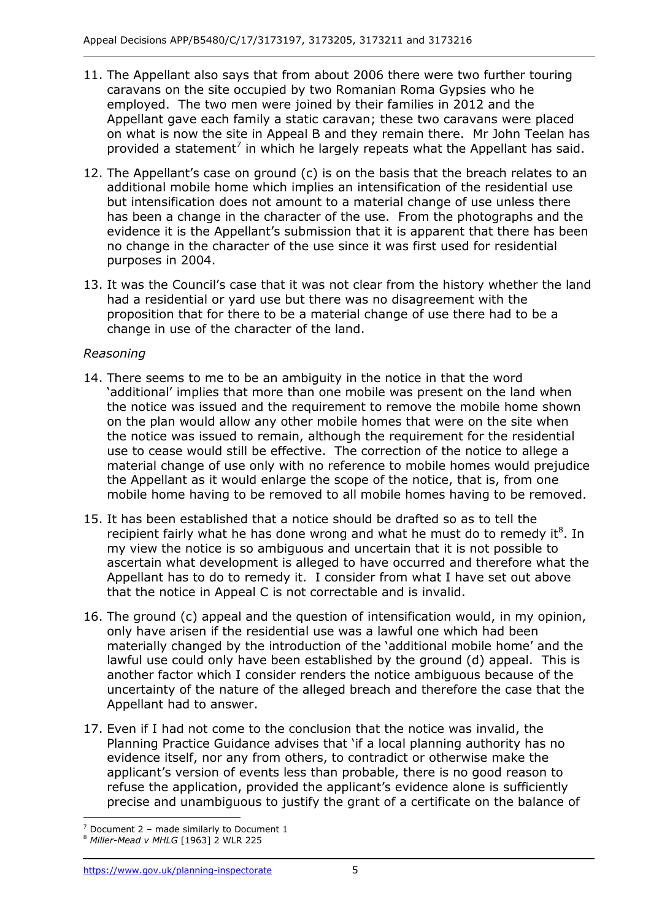11. The Appellant also says that from about 2006 there were two further touring caravans on the site occupied by two Romanian Roma Gypsies who he employed. The two men were joined by their families in 2012 and the Appellant gave each family a static caravan; these two caravans were placed on what is now the site in Appeal B and they remain there. Mr John Teelan has provided a statement[7] in which he largely repeats what the Appellant has said.

12. The Appellant's case on ground (c) is on the basis that the breach relates to an additional mobile home which implies an intensification of the residential use but intensification does not amount to a material change of use unless there has been a change in the character of the use. From the photographs and the evidence it is the Appellant's submission that it is apparent that there has been no change in the character of the use since it was first used for residential purposes in 2004.

13. It was the Council's case that it was not clear from the history whether the land had a residential or yard use but there was no disagreement with the proposition that for there to be a material change of use there had to be a change in use of the character of the land.

*Reasoning*

14. There seems to me to be an ambiguity in the notice in that the word 'additional' implies that more than one mobile was present on the land when the notice was issued and the requirement to remove the mobile home shown on the plan would allow any other mobile homes that were on the site when the notice was issued to remain, although the requirement for the residential use to cease would still be effective. The correction of the notice to allege a material change of use only with no reference to mobile homes would prejudice the Appellant as it would enlarge the scope of the notice, that is, from one mobile home having to be removed to all mobile homes having to be removed.

15. It has been established that a notice should be drafted so as to tell the recipient fairly what he has done wrong and what he must do to remedy it[8]. In my view the notice is so ambiguous and uncertain that it is not possible to ascertain what development is alleged to have occurred and therefore what the Appellant has to do to remedy it. I consider from what I have set out above that the notice in Appeal C is not correctable and is invalid.

16. The ground (c) appeal and the question of intensification would, in my opinion, only have arisen if the residential use was a lawful one which had been materially changed by the introduction of the 'additional mobile home' and the lawful use could only have been established by the ground (d) appeal. This is another factor which I consider renders the notice ambiguous because of the uncertainty of the nature of the alleged breach and therefore the case that the Appellant had to answer.

17. Even if I had not come to the conclusion that the notice was invalid, the Planning Practice Guidance advises that 'if a local planning authority has no evidence itself, nor any from others, to contradict or otherwise make the applicant's version of events less than probable, there is no good reason to refuse the application, provided the applicant's evidence alone is sufficiently precise and unambiguous to justify the grant of a certificate on the balance of

---

[7] Document 2 – made similarly to Document 1

[8] *Miller-Mead v MHLG* [1963] 2 WLR 225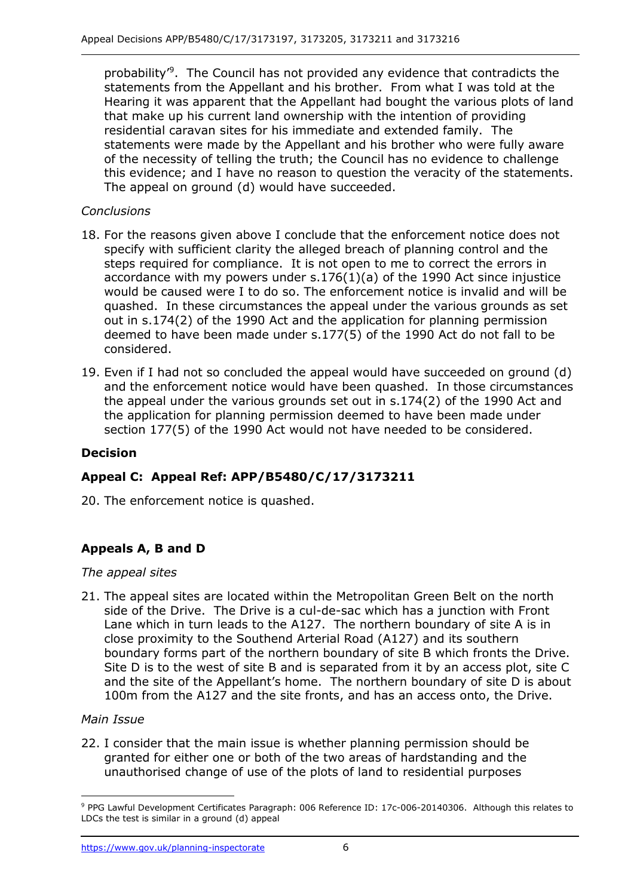probability'[9]. The Council has not provided any evidence that contradicts the statements from the Appellant and his brother. From what I was told at the Hearing it was apparent that the Appellant had bought the various plots of land that make up his current land ownership with the intention of providing residential caravan sites for his immediate and extended family. The statements were made by the Appellant and his brother who were fully aware of the necessity of telling the truth; the Council has no evidence to challenge this evidence; and I have no reason to question the veracity of the statements. The appeal on ground (d) would have succeeded.

*Conclusions*

18. For the reasons given above I conclude that the enforcement notice does not specify with sufficient clarity the alleged breach of planning control and the steps required for compliance. It is not open to me to correct the errors in accordance with my powers under s.176(1)(a) of the 1990 Act since injustice would be caused were I to do so. The enforcement notice is invalid and will be quashed. In these circumstances the appeal under the various grounds as set out in s.174(2) of the 1990 Act and the application for planning permission deemed to have been made under s.177(5) of the 1990 Act do not fall to be considered.

19. Even if I had not so concluded the appeal would have succeeded on ground (d) and the enforcement notice would have been quashed. In those circumstances the appeal under the various grounds set out in s.174(2) of the 1990 Act and the application for planning permission deemed to have been made under section 177(5) of the 1990 Act would not have needed to be considered.

## Decision

### Appeal C: Appeal Ref: APP/B5480/C/17/3173211

20. The enforcement notice is quashed.

### Appeals A, B and D

*The appeal sites*

21. The appeal sites are located within the Metropolitan Green Belt on the north side of the Drive. The Drive is a cul-de-sac which has a junction with Front Lane which in turn leads to the A127. The northern boundary of site A is in close proximity to the Southend Arterial Road (A127) and its southern boundary forms part of the northern boundary of site B which fronts the Drive. Site D is to the west of site B and is separated from it by an access plot, site C and the site of the Appellant's home. The northern boundary of site D is about 100m from the A127 and the site fronts, and has an access onto, the Drive.

*Main Issue*

22. I consider that the main issue is whether planning permission should be granted for either one or both of the two areas of hardstanding and the unauthorised change of use of the plots of land to residential purposes

---

[9] PPG Lawful Development Certificates Paragraph: 006 Reference ID: 17c-006-20140306. Although this relates to LDCs the test is similar in a ground (d) appeal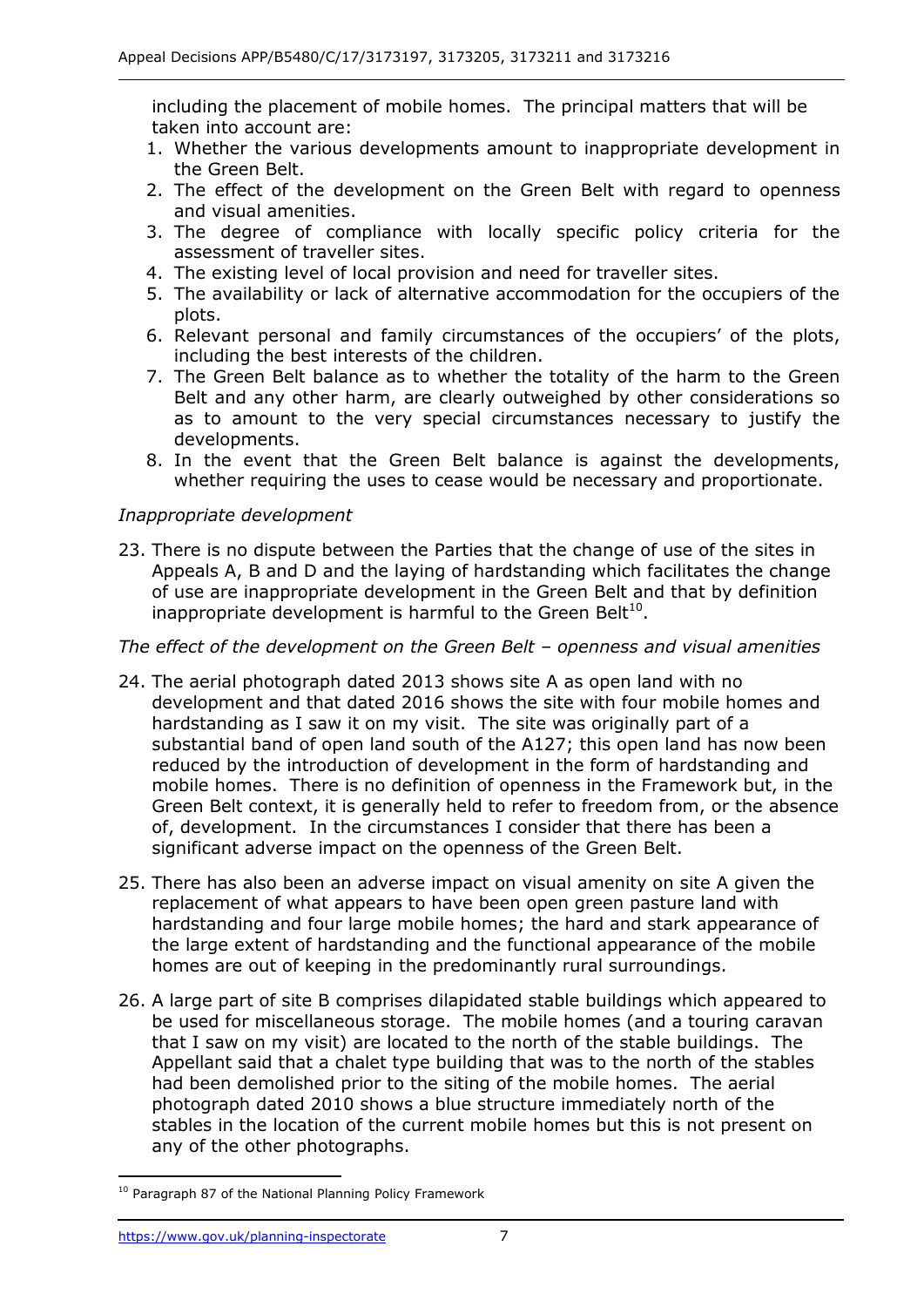including the placement of mobile homes. The principal matters that will be taken into account are:

1. Whether the various developments amount to inappropriate development in the Green Belt.
2. The effect of the development on the Green Belt with regard to openness and visual amenities.
3. The degree of compliance with locally specific policy criteria for the assessment of traveller sites.
4. The existing level of local provision and need for traveller sites.
5. The availability or lack of alternative accommodation for the occupiers of the plots.
6. Relevant personal and family circumstances of the occupiers' of the plots, including the best interests of the children.
7. The Green Belt balance as to whether the totality of the harm to the Green Belt and any other harm, are clearly outweighed by other considerations so as to amount to the very special circumstances necessary to justify the developments.
8. In the event that the Green Belt balance is against the developments, whether requiring the uses to cease would be necessary and proportionate.

*Inappropriate development*

23. There is no dispute between the Parties that the change of use of the sites in Appeals A, B and D and the laying of hardstanding which facilitates the change of use are inappropriate development in the Green Belt and that by definition inappropriate development is harmful to the Green Belt[10].

*The effect of the development on the Green Belt – openness and visual amenities*

24. The aerial photograph dated 2013 shows site A as open land with no development and that dated 2016 shows the site with four mobile homes and hardstanding as I saw it on my visit. The site was originally part of a substantial band of open land south of the A127; this open land has now been reduced by the introduction of development in the form of hardstanding and mobile homes. There is no definition of openness in the Framework but, in the Green Belt context, it is generally held to refer to freedom from, or the absence of, development. In the circumstances I consider that there has been a significant adverse impact on the openness of the Green Belt.

25. There has also been an adverse impact on visual amenity on site A given the replacement of what appears to have been open green pasture land with hardstanding and four large mobile homes; the hard and stark appearance of the large extent of hardstanding and the functional appearance of the mobile homes are out of keeping in the predominantly rural surroundings.

26. A large part of site B comprises dilapidated stable buildings which appeared to be used for miscellaneous storage. The mobile homes (and a touring caravan that I saw on my visit) are located to the north of the stable buildings. The Appellant said that a chalet type building that was to the north of the stables had been demolished prior to the siting of the mobile homes. The aerial photograph dated 2010 shows a blue structure immediately north of the stables in the location of the current mobile homes but this is not present on any of the other photographs.

[10] Paragraph 87 of the National Planning Policy Framework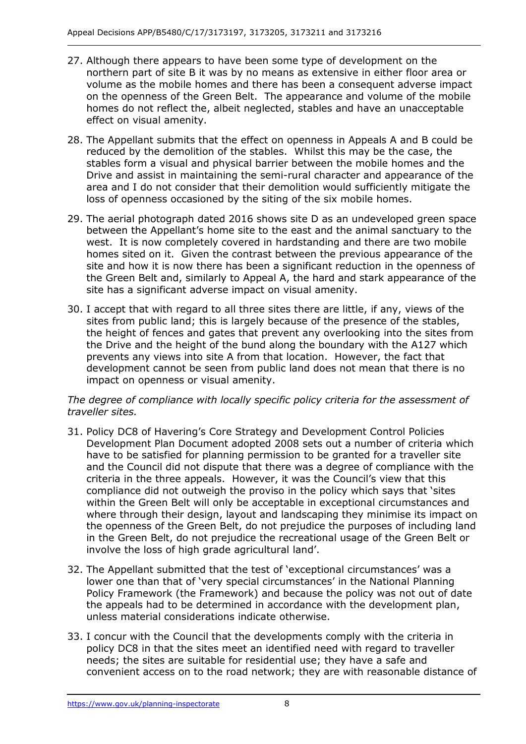27. Although there appears to have been some type of development on the northern part of site B it was by no means as extensive in either floor area or volume as the mobile homes and there has been a consequent adverse impact on the openness of the Green Belt. The appearance and volume of the mobile homes do not reflect the, albeit neglected, stables and have an unacceptable effect on visual amenity.

28. The Appellant submits that the effect on openness in Appeals A and B could be reduced by the demolition of the stables. Whilst this may be the case, the stables form a visual and physical barrier between the mobile homes and the Drive and assist in maintaining the semi-rural character and appearance of the area and I do not consider that their demolition would sufficiently mitigate the loss of openness occasioned by the siting of the six mobile homes.

29. The aerial photograph dated 2016 shows site D as an undeveloped green space between the Appellant's home site to the east and the animal sanctuary to the west. It is now completely covered in hardstanding and there are two mobile homes sited on it. Given the contrast between the previous appearance of the site and how it is now there has been a significant reduction in the openness of the Green Belt and, similarly to Appeal A, the hard and stark appearance of the site has a significant adverse impact on visual amenity.

30. I accept that with regard to all three sites there are little, if any, views of the sites from public land; this is largely because of the presence of the stables, the height of fences and gates that prevent any overlooking into the sites from the Drive and the height of the bund along the boundary with the A127 which prevents any views into site A from that location. However, the fact that development cannot be seen from public land does not mean that there is no impact on openness or visual amenity.

*The degree of compliance with locally specific policy criteria for the assessment of traveller sites.*

31. Policy DC8 of Havering's Core Strategy and Development Control Policies Development Plan Document adopted 2008 sets out a number of criteria which have to be satisfied for planning permission to be granted for a traveller site and the Council did not dispute that there was a degree of compliance with the criteria in the three appeals. However, it was the Council's view that this compliance did not outweigh the proviso in the policy which says that 'sites within the Green Belt will only be acceptable in exceptional circumstances and where through their design, layout and landscaping they minimise its impact on the openness of the Green Belt, do not prejudice the purposes of including land in the Green Belt, do not prejudice the recreational usage of the Green Belt or involve the loss of high grade agricultural land'.

32. The Appellant submitted that the test of 'exceptional circumstances' was a lower one than that of 'very special circumstances' in the National Planning Policy Framework (the Framework) and because the policy was not out of date the appeals had to be determined in accordance with the development plan, unless material considerations indicate otherwise.

33. I concur with the Council that the developments comply with the criteria in policy DC8 in that the sites meet an identified need with regard to traveller needs; the sites are suitable for residential use; they have a safe and convenient access on to the road network; they are with reasonable distance of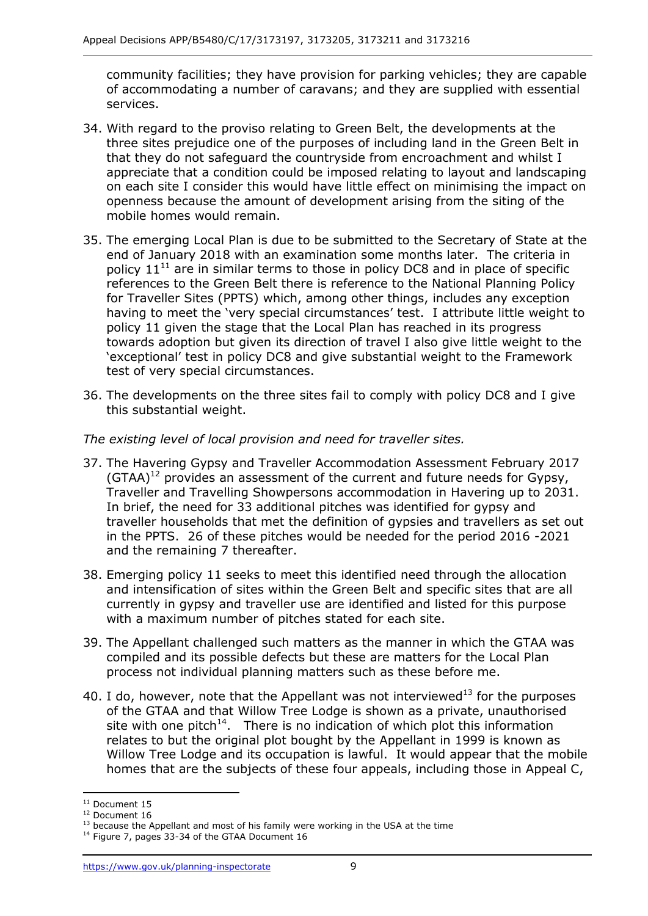community facilities; they have provision for parking vehicles; they are capable of accommodating a number of caravans; and they are supplied with essential services.

34. With regard to the proviso relating to Green Belt, the developments at the three sites prejudice one of the purposes of including land in the Green Belt in that they do not safeguard the countryside from encroachment and whilst I appreciate that a condition could be imposed relating to layout and landscaping on each site I consider this would have little effect on minimising the impact on openness because the amount of development arising from the siting of the mobile homes would remain.

35. The emerging Local Plan is due to be submitted to the Secretary of State at the end of January 2018 with an examination some months later. The criteria in policy 11[11] are in similar terms to those in policy DC8 and in place of specific references to the Green Belt there is reference to the National Planning Policy for Traveller Sites (PPTS) which, among other things, includes any exception having to meet the 'very special circumstances' test. I attribute little weight to policy 11 given the stage that the Local Plan has reached in its progress towards adoption but given its direction of travel I also give little weight to the 'exceptional' test in policy DC8 and give substantial weight to the Framework test of very special circumstances.

36. The developments on the three sites fail to comply with policy DC8 and I give this substantial weight.

*The existing level of local provision and need for traveller sites.*

37. The Havering Gypsy and Traveller Accommodation Assessment February 2017 (GTAA)[12] provides an assessment of the current and future needs for Gypsy, Traveller and Travelling Showpersons accommodation in Havering up to 2031. In brief, the need for 33 additional pitches was identified for gypsy and traveller households that met the definition of gypsies and travellers as set out in the PPTS. 26 of these pitches would be needed for the period 2016 -2021 and the remaining 7 thereafter.

38. Emerging policy 11 seeks to meet this identified need through the allocation and intensification of sites within the Green Belt and specific sites that are all currently in gypsy and traveller use are identified and listed for this purpose with a maximum number of pitches stated for each site.

39. The Appellant challenged such matters as the manner in which the GTAA was compiled and its possible defects but these are matters for the Local Plan process not individual planning matters such as these before me.

40. I do, however, note that the Appellant was not interviewed[13] for the purposes of the GTAA and that Willow Tree Lodge is shown as a private, unauthorised site with one pitch[14]. There is no indication of which plot this information relates to but the original plot bought by the Appellant in 1999 is known as Willow Tree Lodge and its occupation is lawful. It would appear that the mobile homes that are the subjects of these four appeals, including those in Appeal C,

---

[11] Document 15

[12] Document 16

[13] because the Appellant and most of his family were working in the USA at the time

[14] Figure 7, pages 33-34 of the GTAA Document 16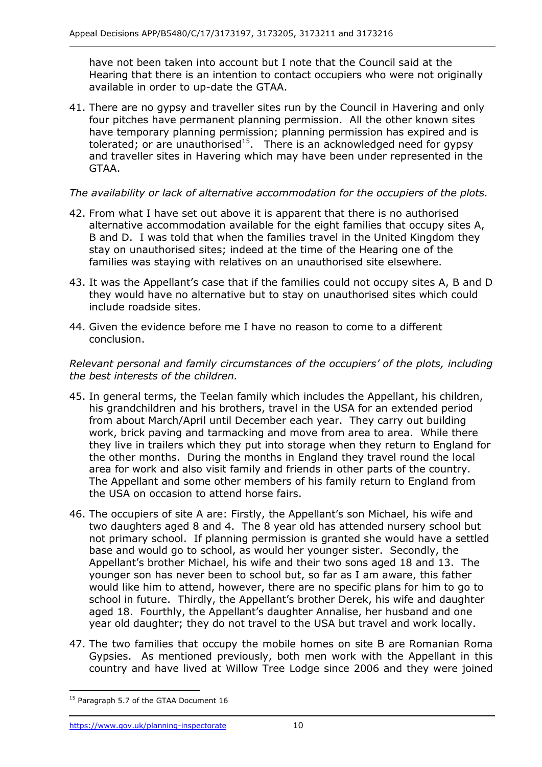have not been taken into account but I note that the Council said at the Hearing that there is an intention to contact occupiers who were not originally available in order to up-date the GTAA.

41. There are no gypsy and traveller sites run by the Council in Havering and only four pitches have permanent planning permission. All the other known sites have temporary planning permission; planning permission has expired and is tolerated; or are unauthorised[15]. There is an acknowledged need for gypsy and traveller sites in Havering which may have been under represented in the GTAA.

*The availability or lack of alternative accommodation for the occupiers of the plots.*

42. From what I have set out above it is apparent that there is no authorised alternative accommodation available for the eight families that occupy sites A, B and D. I was told that when the families travel in the United Kingdom they stay on unauthorised sites; indeed at the time of the Hearing one of the families was staying with relatives on an unauthorised site elsewhere.

43. It was the Appellant's case that if the families could not occupy sites A, B and D they would have no alternative but to stay on unauthorised sites which could include roadside sites.

44. Given the evidence before me I have no reason to come to a different conclusion.

*Relevant personal and family circumstances of the occupiers' of the plots, including the best interests of the children.*

45. In general terms, the Teelan family which includes the Appellant, his children, his grandchildren and his brothers, travel in the USA for an extended period from about March/April until December each year. They carry out building work, brick paving and tarmacking and move from area to area. While there they live in trailers which they put into storage when they return to England for the other months. During the months in England they travel round the local area for work and also visit family and friends in other parts of the country. The Appellant and some other members of his family return to England from the USA on occasion to attend horse fairs.

46. The occupiers of site A are: Firstly, the Appellant's son Michael, his wife and two daughters aged 8 and 4. The 8 year old has attended nursery school but not primary school. If planning permission is granted she would have a settled base and would go to school, as would her younger sister. Secondly, the Appellant's brother Michael, his wife and their two sons aged 18 and 13. The younger son has never been to school but, so far as I am aware, this father would like him to attend, however, there are no specific plans for him to go to school in future. Thirdly, the Appellant's brother Derek, his wife and daughter aged 18. Fourthly, the Appellant's daughter Annalise, her husband and one year old daughter; they do not travel to the USA but travel and work locally.

47. The two families that occupy the mobile homes on site B are Romanian Roma Gypsies. As mentioned previously, both men work with the Appellant in this country and have lived at Willow Tree Lodge since 2006 and they were joined

---

[15] Paragraph 5.7 of the GTAA Document 16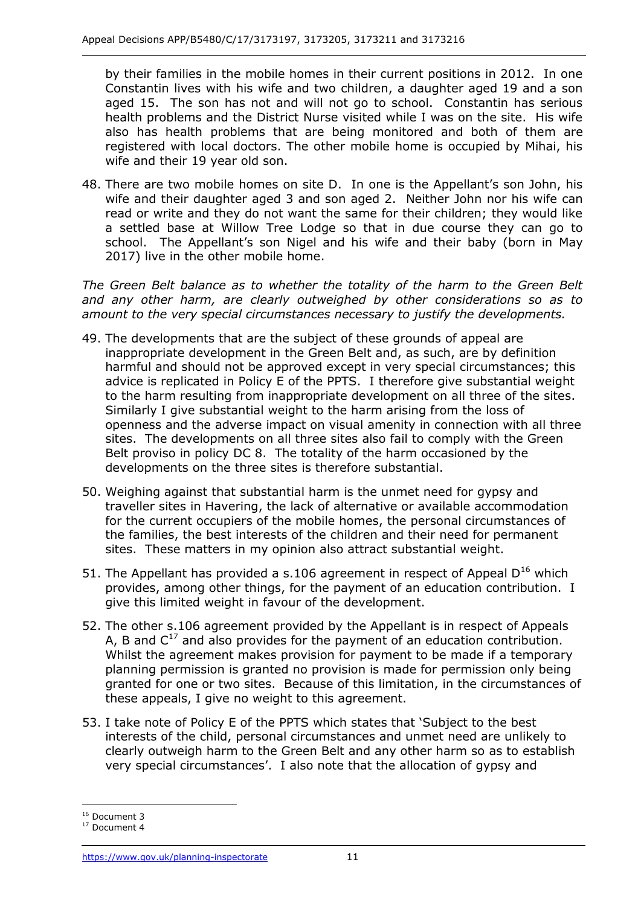by their families in the mobile homes in their current positions in 2012. In one Constantin lives with his wife and two children, a daughter aged 19 and a son aged 15. The son has not and will not go to school. Constantin has serious health problems and the District Nurse visited while I was on the site. His wife also has health problems that are being monitored and both of them are registered with local doctors. The other mobile home is occupied by Mihai, his wife and their 19 year old son.

48. There are two mobile homes on site D. In one is the Appellant's son John, his wife and their daughter aged 3 and son aged 2. Neither John nor his wife can read or write and they do not want the same for their children; they would like a settled base at Willow Tree Lodge so that in due course they can go to school. The Appellant's son Nigel and his wife and their baby (born in May 2017) live in the other mobile home.

*The Green Belt balance as to whether the totality of the harm to the Green Belt and any other harm, are clearly outweighed by other considerations so as to amount to the very special circumstances necessary to justify the developments.*

49. The developments that are the subject of these grounds of appeal are inappropriate development in the Green Belt and, as such, are by definition harmful and should not be approved except in very special circumstances; this advice is replicated in Policy E of the PPTS. I therefore give substantial weight to the harm resulting from inappropriate development on all three of the sites. Similarly I give substantial weight to the harm arising from the loss of openness and the adverse impact on visual amenity in connection with all three sites. The developments on all three sites also fail to comply with the Green Belt proviso in policy DC 8. The totality of the harm occasioned by the developments on the three sites is therefore substantial.

50. Weighing against that substantial harm is the unmet need for gypsy and traveller sites in Havering, the lack of alternative or available accommodation for the current occupiers of the mobile homes, the personal circumstances of the families, the best interests of the children and their need for permanent sites. These matters in my opinion also attract substantial weight.

51. The Appellant has provided a s.106 agreement in respect of Appeal D[16] which provides, among other things, for the payment of an education contribution. I give this limited weight in favour of the development.

52. The other s.106 agreement provided by the Appellant is in respect of Appeals A, B and C[17] and also provides for the payment of an education contribution. Whilst the agreement makes provision for payment to be made if a temporary planning permission is granted no provision is made for permission only being granted for one or two sites. Because of this limitation, in the circumstances of these appeals, I give no weight to this agreement.

53. I take note of Policy E of the PPTS which states that 'Subject to the best interests of the child, personal circumstances and unmet need are unlikely to clearly outweigh harm to the Green Belt and any other harm so as to establish very special circumstances'. I also note that the allocation of gypsy and

[16] Document 3

[17] Document 4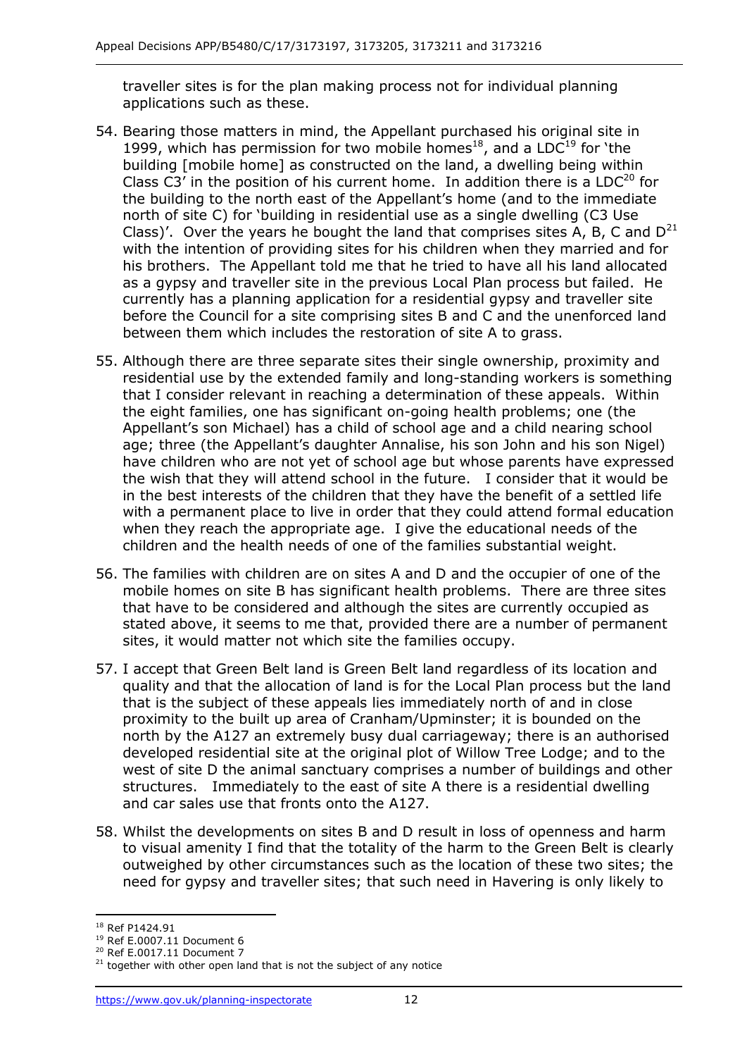traveller sites is for the plan making process not for individual planning applications such as these.

54. Bearing those matters in mind, the Appellant purchased his original site in 1999, which has permission for two mobile homes[18], and a LDC[19] for 'the building [mobile home] as constructed on the land, a dwelling being within Class C3' in the position of his current home. In addition there is a LDC[20] for the building to the north east of the Appellant's home (and to the immediate north of site C) for 'building in residential use as a single dwelling (C3 Use Class)'. Over the years he bought the land that comprises sites A, B, C and D[21] with the intention of providing sites for his children when they married and for his brothers. The Appellant told me that he tried to have all his land allocated as a gypsy and traveller site in the previous Local Plan process but failed. He currently has a planning application for a residential gypsy and traveller site before the Council for a site comprising sites B and C and the unenforced land between them which includes the restoration of site A to grass.

55. Although there are three separate sites their single ownership, proximity and residential use by the extended family and long-standing workers is something that I consider relevant in reaching a determination of these appeals. Within the eight families, one has significant on-going health problems; one (the Appellant's son Michael) has a child of school age and a child nearing school age; three (the Appellant's daughter Annalise, his son John and his son Nigel) have children who are not yet of school age but whose parents have expressed the wish that they will attend school in the future. I consider that it would be in the best interests of the children that they have the benefit of a settled life with a permanent place to live in order that they could attend formal education when they reach the appropriate age. I give the educational needs of the children and the health needs of one of the families substantial weight.

56. The families with children are on sites A and D and the occupier of one of the mobile homes on site B has significant health problems. There are three sites that have to be considered and although the sites are currently occupied as stated above, it seems to me that, provided there are a number of permanent sites, it would matter not which site the families occupy.

57. I accept that Green Belt land is Green Belt land regardless of its location and quality and that the allocation of land is for the Local Plan process but the land that is the subject of these appeals lies immediately north of and in close proximity to the built up area of Cranham/Upminster; it is bounded on the north by the A127 an extremely busy dual carriageway; there is an authorised developed residential site at the original plot of Willow Tree Lodge; and to the west of site D the animal sanctuary comprises a number of buildings and other structures. Immediately to the east of site A there is a residential dwelling and car sales use that fronts onto the A127.

58. Whilst the developments on sites B and D result in loss of openness and harm to visual amenity I find that the totality of the harm to the Green Belt is clearly outweighed by other circumstances such as the location of these two sites; the need for gypsy and traveller sites; that such need in Havering is only likely to

---

[18] Ref P1424.91

[19] Ref E.0007.11 Document 6

[20] Ref E.0017.11 Document 7

[21] together with other open land that is not the subject of any notice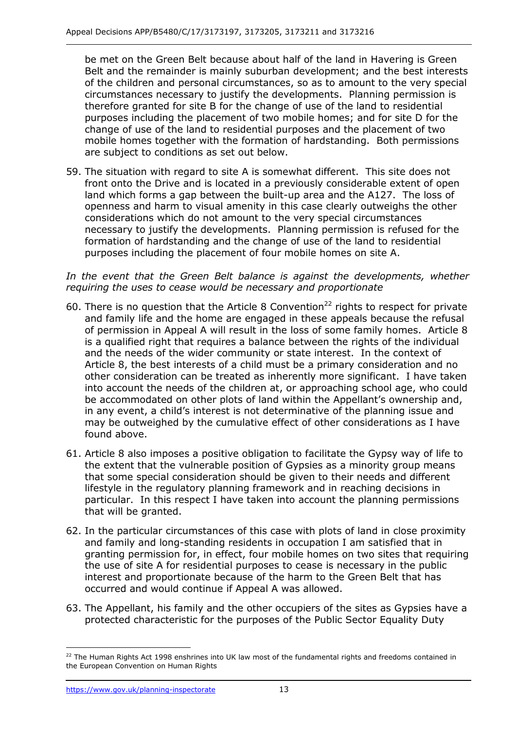be met on the Green Belt because about half of the land in Havering is Green Belt and the remainder is mainly suburban development; and the best interests of the children and personal circumstances, so as to amount to the very special circumstances necessary to justify the developments. Planning permission is therefore granted for site B for the change of use of the land to residential purposes including the placement of two mobile homes; and for site D for the change of use of the land to residential purposes and the placement of two mobile homes together with the formation of hardstanding. Both permissions are subject to conditions as set out below.

59. The situation with regard to site A is somewhat different. This site does not front onto the Drive and is located in a previously considerable extent of open land which forms a gap between the built-up area and the A127. The loss of openness and harm to visual amenity in this case clearly outweighs the other considerations which do not amount to the very special circumstances necessary to justify the developments. Planning permission is refused for the formation of hardstanding and the change of use of the land to residential purposes including the placement of four mobile homes on site A.

*In the event that the Green Belt balance is against the developments, whether requiring the uses to cease would be necessary and proportionate*

60. There is no question that the Article 8 Convention[22] rights to respect for private and family life and the home are engaged in these appeals because the refusal of permission in Appeal A will result in the loss of some family homes. Article 8 is a qualified right that requires a balance between the rights of the individual and the needs of the wider community or state interest. In the context of Article 8, the best interests of a child must be a primary consideration and no other consideration can be treated as inherently more significant. I have taken into account the needs of the children at, or approaching school age, who could be accommodated on other plots of land within the Appellant's ownership and, in any event, a child's interest is not determinative of the planning issue and may be outweighed by the cumulative effect of other considerations as I have found above.

61. Article 8 also imposes a positive obligation to facilitate the Gypsy way of life to the extent that the vulnerable position of Gypsies as a minority group means that some special consideration should be given to their needs and different lifestyle in the regulatory planning framework and in reaching decisions in particular. In this respect I have taken into account the planning permissions that will be granted.

62. In the particular circumstances of this case with plots of land in close proximity and family and long-standing residents in occupation I am satisfied that in granting permission for, in effect, four mobile homes on two sites that requiring the use of site A for residential purposes to cease is necessary in the public interest and proportionate because of the harm to the Green Belt that has occurred and would continue if Appeal A was allowed.

63. The Appellant, his family and the other occupiers of the sites as Gypsies have a protected characteristic for the purposes of the Public Sector Equality Duty

[22] The Human Rights Act 1998 enshrines into UK law most of the fundamental rights and freedoms contained in the European Convention on Human Rights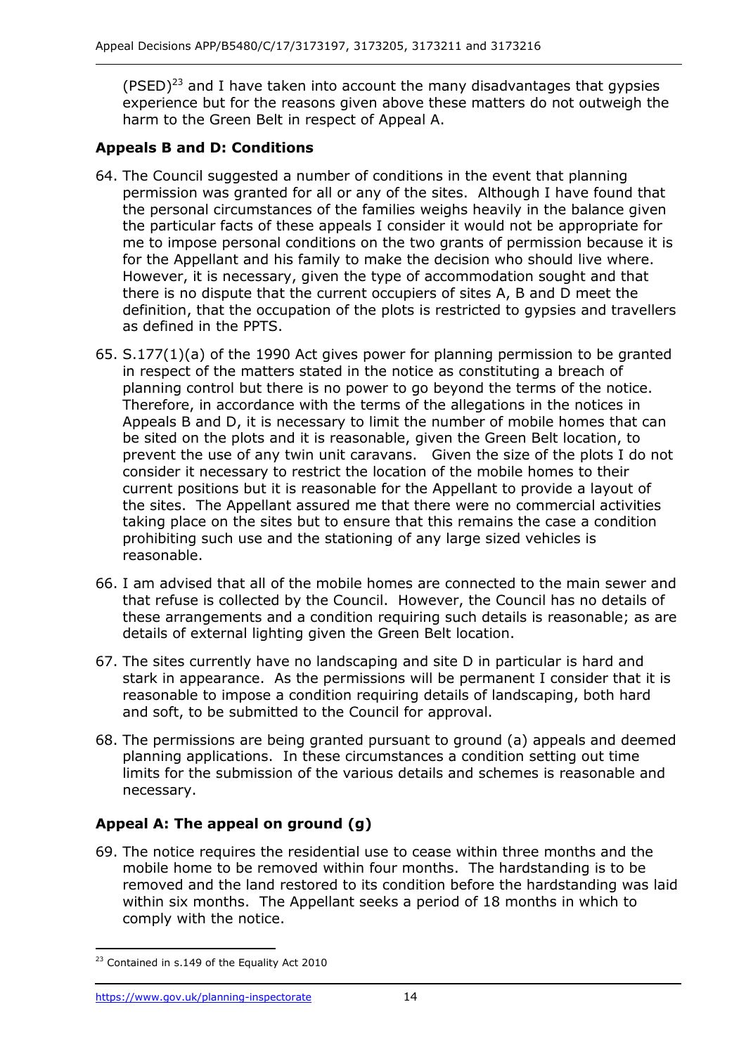(PSED)[23] and I have taken into account the many disadvantages that gypsies experience but for the reasons given above these matters do not outweigh the harm to the Green Belt in respect of Appeal A.

### Appeals B and D: Conditions

64. The Council suggested a number of conditions in the event that planning permission was granted for all or any of the sites. Although I have found that the personal circumstances of the families weighs heavily in the balance given the particular facts of these appeals I consider it would not be appropriate for me to impose personal conditions on the two grants of permission because it is for the Appellant and his family to make the decision who should live where. However, it is necessary, given the type of accommodation sought and that there is no dispute that the current occupiers of sites A, B and D meet the definition, that the occupation of the plots is restricted to gypsies and travellers as defined in the PPTS.

65. S.177(1)(a) of the 1990 Act gives power for planning permission to be granted in respect of the matters stated in the notice as constituting a breach of planning control but there is no power to go beyond the terms of the notice. Therefore, in accordance with the terms of the allegations in the notices in Appeals B and D, it is necessary to limit the number of mobile homes that can be sited on the plots and it is reasonable, given the Green Belt location, to prevent the use of any twin unit caravans. Given the size of the plots I do not consider it necessary to restrict the location of the mobile homes to their current positions but it is reasonable for the Appellant to provide a layout of the sites. The Appellant assured me that there were no commercial activities taking place on the sites but to ensure that this remains the case a condition prohibiting such use and the stationing of any large sized vehicles is reasonable.

66. I am advised that all of the mobile homes are connected to the main sewer and that refuse is collected by the Council. However, the Council has no details of these arrangements and a condition requiring such details is reasonable; as are details of external lighting given the Green Belt location.

67. The sites currently have no landscaping and site D in particular is hard and stark in appearance. As the permissions will be permanent I consider that it is reasonable to impose a condition requiring details of landscaping, both hard and soft, to be submitted to the Council for approval.

68. The permissions are being granted pursuant to ground (a) appeals and deemed planning applications. In these circumstances a condition setting out time limits for the submission of the various details and schemes is reasonable and necessary.

### Appeal A: The appeal on ground (g)

69. The notice requires the residential use to cease within three months and the mobile home to be removed within four months. The hardstanding is to be removed and the land restored to its condition before the hardstanding was laid within six months. The Appellant seeks a period of 18 months in which to comply with the notice.

---

[23] Contained in s.149 of the Equality Act 2010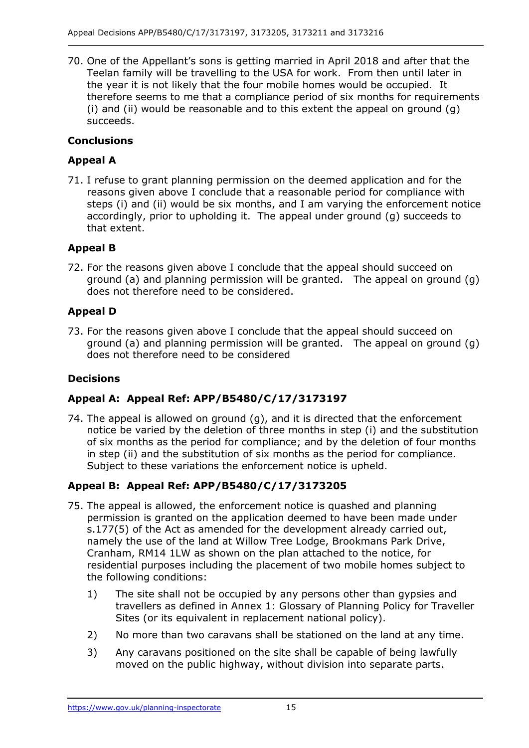70. One of the Appellant's sons is getting married in April 2018 and after that the Teelan family will be travelling to the USA for work. From then until later in the year it is not likely that the four mobile homes would be occupied. It therefore seems to me that a compliance period of six months for requirements (i) and (ii) would be reasonable and to this extent the appeal on ground (g) succeeds.

### Conclusions

### Appeal A

71. I refuse to grant planning permission on the deemed application and for the reasons given above I conclude that a reasonable period for compliance with steps (i) and (ii) would be six months, and I am varying the enforcement notice accordingly, prior to upholding it. The appeal under ground (g) succeeds to that extent.

### Appeal B

72. For the reasons given above I conclude that the appeal should succeed on ground (a) and planning permission will be granted. The appeal on ground (g) does not therefore need to be considered.

### Appeal D

73. For the reasons given above I conclude that the appeal should succeed on ground (a) and planning permission will be granted. The appeal on ground (g) does not therefore need to be considered

### Decisions

### Appeal A: Appeal Ref: APP/B5480/C/17/3173197

74. The appeal is allowed on ground (g), and it is directed that the enforcement notice be varied by the deletion of three months in step (i) and the substitution of six months as the period for compliance; and by the deletion of four months in step (ii) and the substitution of six months as the period for compliance. Subject to these variations the enforcement notice is upheld.

### Appeal B: Appeal Ref: APP/B5480/C/17/3173205

75. The appeal is allowed, the enforcement notice is quashed and planning permission is granted on the application deemed to have been made under s.177(5) of the Act as amended for the development already carried out, namely the use of the land at Willow Tree Lodge, Brookmans Park Drive, Cranham, RM14 1LW as shown on the plan attached to the notice, for residential purposes including the placement of two mobile homes subject to the following conditions:

    1) The site shall not be occupied by any persons other than gypsies and travellers as defined in Annex 1: Glossary of Planning Policy for Traveller Sites (or its equivalent in replacement national policy).

    2) No more than two caravans shall be stationed on the land at any time.

    3) Any caravans positioned on the site shall be capable of being lawfully moved on the public highway, without division into separate parts.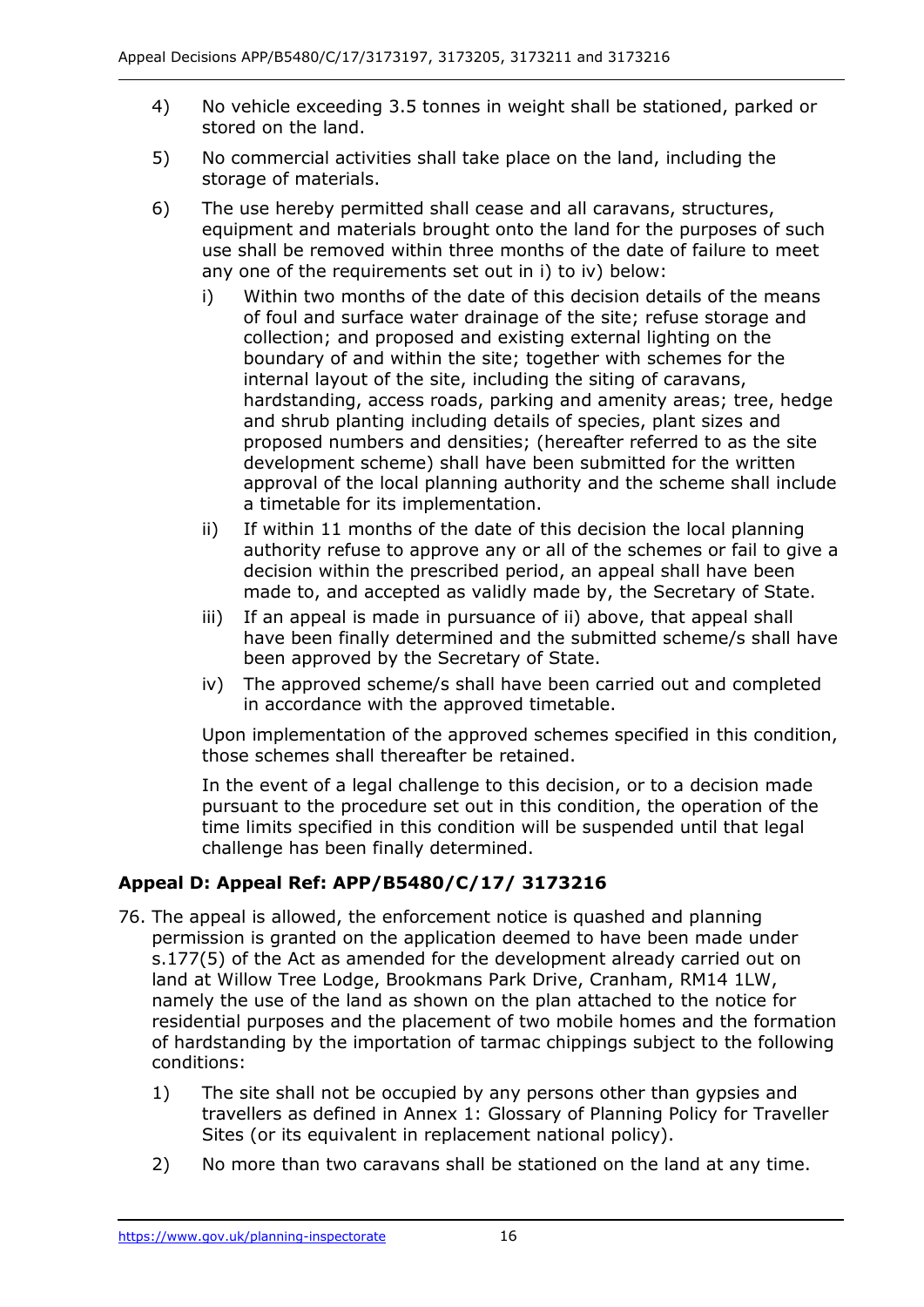4) No vehicle exceeding 3.5 tonnes in weight shall be stationed, parked or stored on the land.

5) No commercial activities shall take place on the land, including the storage of materials.

6) The use hereby permitted shall cease and all caravans, structures, equipment and materials brought onto the land for the purposes of such use shall be removed within three months of the date of failure to meet any one of the requirements set out in i) to iv) below:

   i) Within two months of the date of this decision details of the means of foul and surface water drainage of the site; refuse storage and collection; and proposed and existing external lighting on the boundary of and within the site; together with schemes for the internal layout of the site, including the siting of caravans, hardstanding, access roads, parking and amenity areas; tree, hedge and shrub planting including details of species, plant sizes and proposed numbers and densities; (hereafter referred to as the site development scheme) shall have been submitted for the written approval of the local planning authority and the scheme shall include a timetable for its implementation.

   ii) If within 11 months of the date of this decision the local planning authority refuse to approve any or all of the schemes or fail to give a decision within the prescribed period, an appeal shall have been made to, and accepted as validly made by, the Secretary of State.

   iii) If an appeal is made in pursuance of ii) above, that appeal shall have been finally determined and the submitted scheme/s shall have been approved by the Secretary of State.

   iv) The approved scheme/s shall have been carried out and completed in accordance with the approved timetable.

   Upon implementation of the approved schemes specified in this condition, those schemes shall thereafter be retained.

   In the event of a legal challenge to this decision, or to a decision made pursuant to the procedure set out in this condition, the operation of the time limits specified in this condition will be suspended until that legal challenge has been finally determined.

**Appeal D: Appeal Ref: APP/B5480/C/17/ 3173216**

76. The appeal is allowed, the enforcement notice is quashed and planning permission is granted on the application deemed to have been made under s.177(5) of the Act as amended for the development already carried out on land at Willow Tree Lodge, Brookmans Park Drive, Cranham, RM14 1LW, namely the use of the land as shown on the plan attached to the notice for residential purposes and the placement of two mobile homes and the formation of hardstanding by the importation of tarmac chippings subject to the following conditions:

    1) The site shall not be occupied by any persons other than gypsies and travellers as defined in Annex 1: Glossary of Planning Policy for Traveller Sites (or its equivalent in replacement national policy).

    2) No more than two caravans shall be stationed on the land at any time.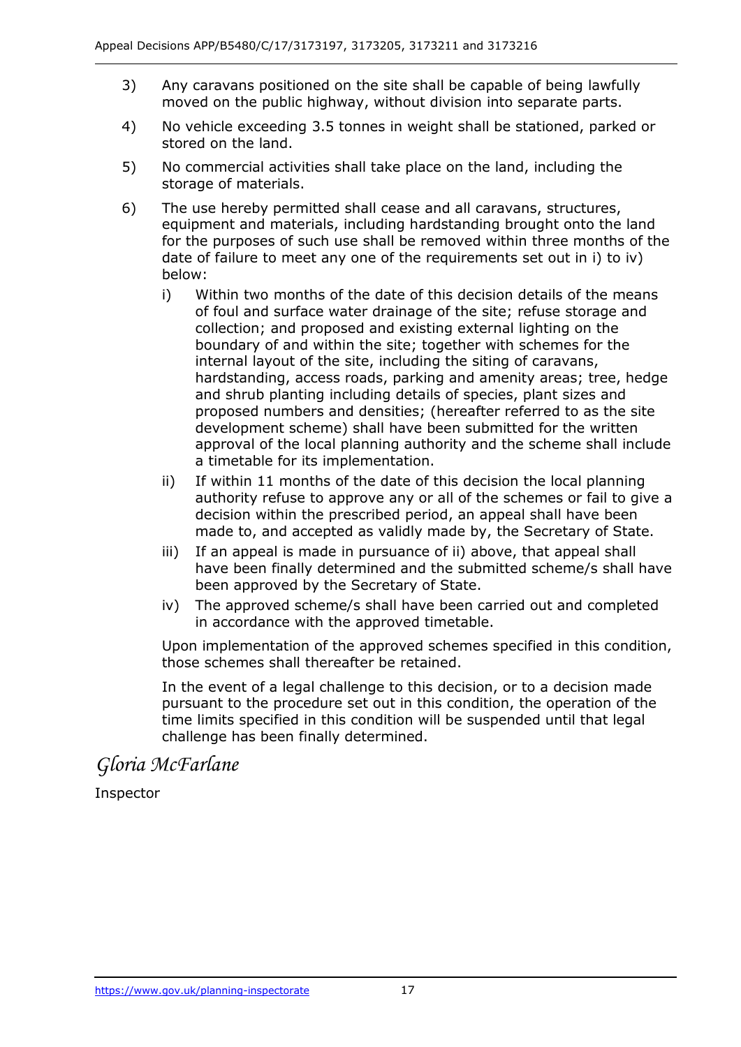3) Any caravans positioned on the site shall be capable of being lawfully moved on the public highway, without division into separate parts.

4) No vehicle exceeding 3.5 tonnes in weight shall be stationed, parked or stored on the land.

5) No commercial activities shall take place on the land, including the storage of materials.

6) The use hereby permitted shall cease and all caravans, structures, equipment and materials, including hardstanding brought onto the land for the purposes of such use shall be removed within three months of the date of failure to meet any one of the requirements set out in i) to iv) below:

   i) Within two months of the date of this decision details of the means of foul and surface water drainage of the site; refuse storage and collection; and proposed and existing external lighting on the boundary of and within the site; together with schemes for the internal layout of the site, including the siting of caravans, hardstanding, access roads, parking and amenity areas; tree, hedge and shrub planting including details of species, plant sizes and proposed numbers and densities; (hereafter referred to as the site development scheme) shall have been submitted for the written approval of the local planning authority and the scheme shall include a timetable for its implementation.

   ii) If within 11 months of the date of this decision the local planning authority refuse to approve any or all of the schemes or fail to give a decision within the prescribed period, an appeal shall have been made to, and accepted as validly made by, the Secretary of State.

   iii) If an appeal is made in pursuance of ii) above, that appeal shall have been finally determined and the submitted scheme/s shall have been approved by the Secretary of State.

   iv) The approved scheme/s shall have been carried out and completed in accordance with the approved timetable.

   Upon implementation of the approved schemes specified in this condition, those schemes shall thereafter be retained.

   In the event of a legal challenge to this decision, or to a decision made pursuant to the procedure set out in this condition, the operation of the time limits specified in this condition will be suspended until that legal challenge has been finally determined.

*Gloria McFarlane*

Inspector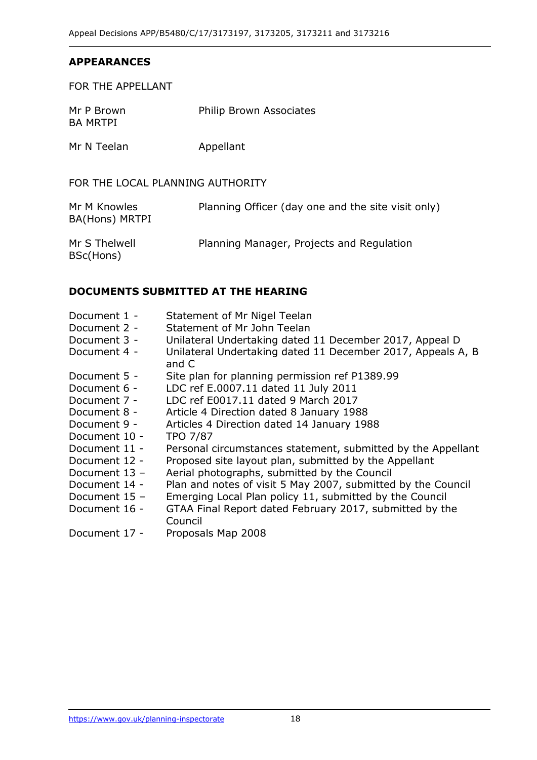## APPEARANCES

FOR THE APPELLANT

| | |
|---|---|
| Mr P Brown BA MRTPI | Philip Brown Associates |
| Mr N Teelan | Appellant |

FOR THE LOCAL PLANNING AUTHORITY

| | |
|---|---|
| Mr M Knowles BA(Hons) MRTPI | Planning Officer (day one and the site visit only) |
| Mr S Thelwell BSc(Hons) | Planning Manager, Projects and Regulation |

## DOCUMENTS SUBMITTED AT THE HEARING

| | |
|---|---|
| Document 1 - | Statement of Mr Nigel Teelan |
| Document 2 - | Statement of Mr John Teelan |
| Document 3 - | Unilateral Undertaking dated 11 December 2017, Appeal D |
| Document 4 - | Unilateral Undertaking dated 11 December 2017, Appeals A, B and C |
| Document 5 - | Site plan for planning permission ref P1389.99 |
| Document 6 - | LDC ref E.0007.11 dated 11 July 2011 |
| Document 7 - | LDC ref E0017.11 dated 9 March 2017 |
| Document 8 - | Article 4 Direction dated 8 January 1988 |
| Document 9 - | Articles 4 Direction dated 14 January 1988 |
| Document 10 - | TPO 7/87 |
| Document 11 - | Personal circumstances statement, submitted by the Appellant |
| Document 12 - | Proposed site layout plan, submitted by the Appellant |
| Document 13 – | Aerial photographs, submitted by the Council |
| Document 14 - | Plan and notes of visit 5 May 2007, submitted by the Council |
| Document 15 – | Emerging Local Plan policy 11, submitted by the Council |
| Document 16 - | GTAA Final Report dated February 2017, submitted by the Council |
| Document 17 - | Proposals Map 2008 |